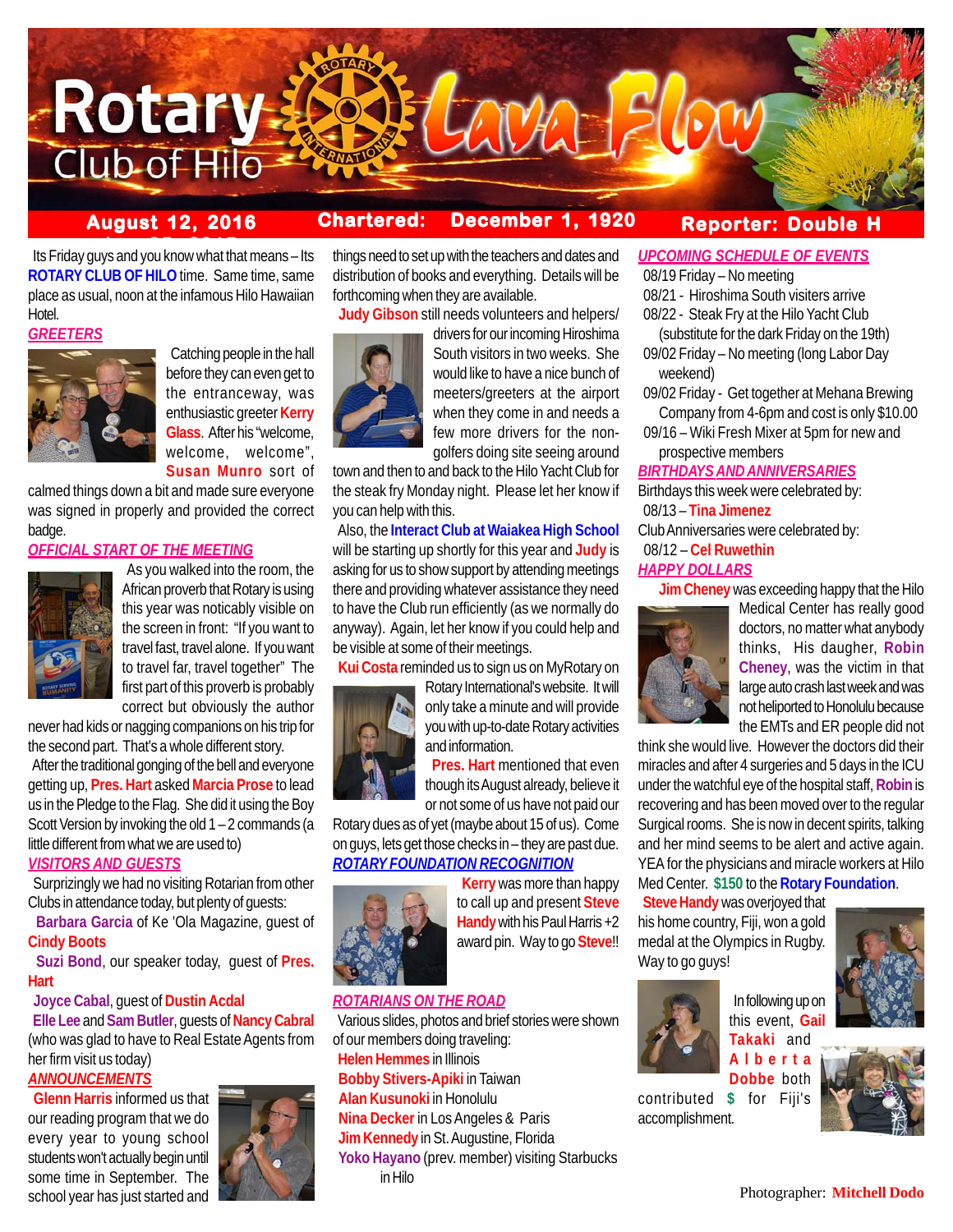# Rotary Club of Hilo Lava Flow

**August 12, 2016** | **Chartered: December 1, 1920** | **Reporter: Double H**

Its Friday guys and you know what that means – Its **ROTARY CLUB OF HILO** time. Same time, same place as usual, noon at the infamous Hilo Hawaiian Hotel.

## GREETERS

Catching people in the hall before they can even get to the entranceway, was enthusiastic greeter **Kerry Glass**. After his "welcome, welcome, welcome", **Susan Munro** sort of calmed things down a bit and made sure everyone was signed in properly and provided the correct badge.

## OFFICIAL START OF THE MEETING

As you walked into the room, the African proverb that Rotary is using this year was noticably visible on the screen in front: "If you want to travel fast, travel alone. If you want to travel far, travel together" The first part of this proverb is probably correct but obviously the author never had kids or nagging companions on his trip for the second part. That's a whole different story.

After the traditional gonging of the bell and everyone getting up, **Pres. Hart** asked **Marcia Prose** to lead us in the Pledge to the Flag. She did it using the Boy Scott Version by invoking the old 1 – 2 commands (a little different from what we are used to)

## VISITORS AND GUESTS

Surprizingly we had no visiting Rotarian from other Clubs in attendance today, but plenty of guests:

**Barbara Garcia** of Ke 'Ola Magazine, guest of **Cindy Boots**

**Suzi Bond**, our speaker today, guest of **Pres. Hart**

**Joyce Cabal**, guest of **Dustin Acdal**

**Elle Lee** and **Sam Butler**, guests of **Nancy Cabral** (who was glad to have Real Estate Agents from her firm visit us today)

## ANNOUNCEMENTS

**Glenn Harris** informed us that our reading program that we do every year to young school students won't actually begin until some time in September. The school year has just started and things need to set up with the teachers and dates and distribution of books and everything. Details will be forthcoming when they are available.

**Judy Gibson** still needs volunteers and helpers/ drivers for our incoming Hiroshima South visitors in two weeks. She would like to have a nice bunch of meeters/greeters at the airport when they come in and needs a few more drivers for the non-golfers doing site seeing around town and then to and back to the Hilo Yacht Club for the steak fry Monday night. Please let her know if you can help with this.

Also, the **Interact Club at Waiakea High School** will be starting up shortly for this year and **Judy** is asking for us to show support by attending meetings there and providing whatever assistance they need to have the Club run efficiently (as we normally do anyway). Again, let her know if you could help and be visible at some of their meetings.

**Kui Costa** reminded us to sign us on MyRotary on Rotary International's website. It will only take a minute and will provide you with up-to-date Rotary activities and information.

**Pres. Hart** mentioned that even though its August already, believe it or not some of us have not paid our Rotary dues as of yet (maybe about 15 of us). Come on guys, lets get those checks in – they are past due.

## ROTARY FOUNDATION RECOGNITION

**Kerry** was more than happy to call up and present **Steve Handy** with his Paul Harris +2 award pin. Way to go **Steve**!!

## ROTARIANS ON THE ROAD

Various slides, photos and brief stories were shown of our members doing traveling:

**Helen Hemmes** in Illinois
**Bobby Stivers-Apiki** in Taiwan
**Alan Kusunoki** in Honolulu
**Nina Decker** in Los Angeles & Paris
**Jim Kennedy** in St. Augustine, Florida
**Yoko Hayano** (prev. member) visiting Starbucks in Hilo

## UPCOMING SCHEDULE OF EVENTS

- 08/19 Friday – No meeting
- 08/21 - Hiroshima South visiters arrive
- 08/22 - Steak Fry at the Hilo Yacht Club (substitute for the dark Friday on the 19th)
- 09/02 Friday – No meeting (long Labor Day weekend)
- 09/02 Friday - Get together at Mehana Brewing Company from 4-6pm and cost is only $10.00
- 09/16 – Wiki Fresh Mixer at 5pm for new and prospective members

## BIRTHDAYS AND ANNIVERSARIES

Birthdays this week were celebrated by:
08/13 – **Tina Jimenez**

Club Anniversaries were celebrated by:
08/12 – **Cel Ruwethin**

## HAPPY DOLLARS

**Jim Cheney** was exceeding happy that the Hilo Medical Center has really good doctors, no matter what anybody thinks, His daugher, **Robin Cheney**, was the victim in that large auto crash last week and was not heliported to Honolulu because the EMTs and ER people did not think she would live. However the doctors did their miracles and after 4 surgeries and 5 days in the ICU under the watchful eye of the hospital staff, **Robin** is recovering and has been moved over to the regular Surgical rooms. She is now in decent spirits, talking and her mind seems to be alert and active again. YEA for the physicians and miracle workers at Hilo Med Center. **$150** to the **Rotary Foundation**.

**Steve Handy** was overjoyed that his home country, Fiji, won a gold medal at the Olympics in Rugby. Way to go guys!

In following up on this event, **Gail Takaki** and **Alberta Dobbe** both contributed **$** for Fiji's accomplishment.

Photographer: **Mitchell Dodo**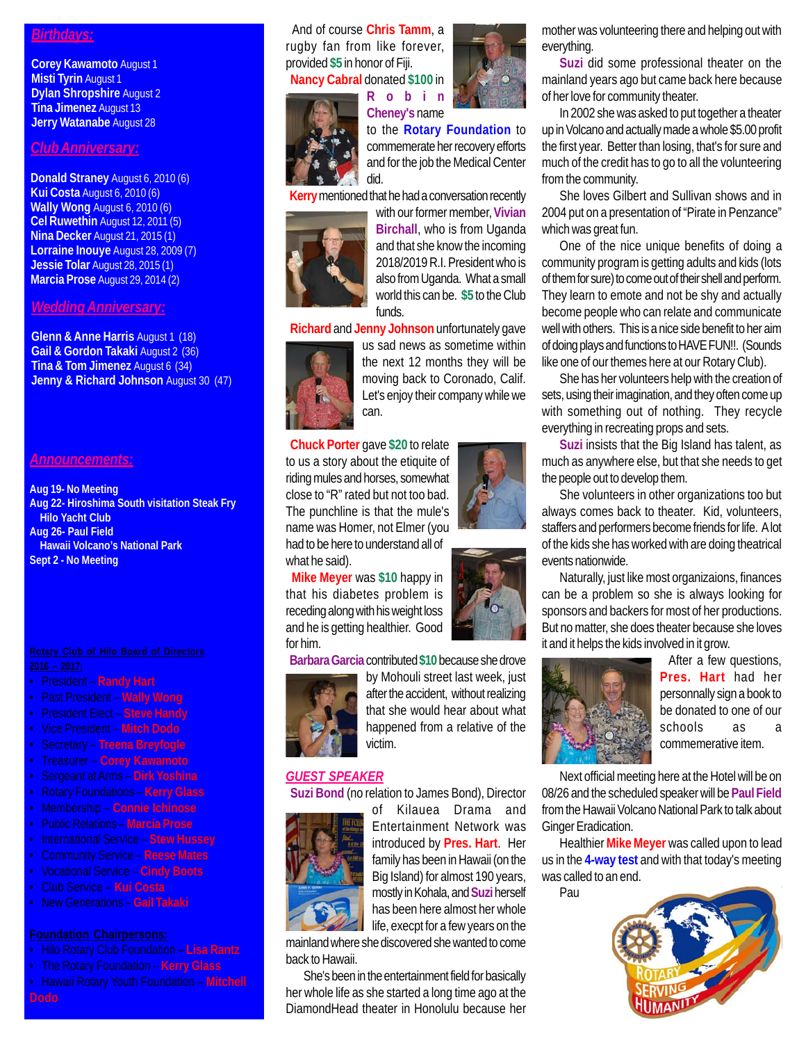## *Birthdays:*

**Corey Kawamoto** August 1
**Misti Tyrin** August 1
**Dylan Shropshire** August 2
**Tina Jimenez** August 13
**Jerry Watanabe** August 28

## *Club Anniversary:*

**Donald Straney** August 6, 2010 (6)
**Kui Costa** August 6, 2010 (6)
**Wally Wong** August 6, 2010 (6)
**Cel Ruwethin** August 12, 2011 (5)
**Nina Decker** August 21, 2015 (1)
**Lorraine Inouye** August 28, 2009 (7)
**Jessie Tolar** August 28, 2015 (1)
**Marcia Prose** August 29, 2014 (2)

## *Wedding Anniversary:*

**Glenn & Anne Harris** August 1 (18)
**Gail & Gordon Takaki** August 2 (36)
**Tina & Tom Jimenez** August 6 (34)
**Jenny & Richard Johnson** August 30 (47)

## *Announcements:*

**Aug 19- No Meeting**
**Aug 22- Hiroshima South visitation Steak Fry**
**Hilo Yacht Club**
**Aug 26- Paul Field**
**Hawaii Volcano's National Park**
**Sept 2 - No Meeting**

**Rotary Club of Hilo Board of Directors**
**2016 – 2017:**

- President – **Randy Hart**
- Past President – **Wally Wong**
- President Elect – **Steve Handy**
- Vice President – **Mitch Dodo**
- Secretary – **Treena Breyfogle**
- Treasurer – **Corey Kawamoto**
- Sergeant at Arms – **Dirk Yoshina**
- Rotary Foundations – **Kerry Glass**
- Membership – **Connie Ichinose**
- Public Relations – **Marcia Prose**
- International Service – **Stew Hussey**
- Community Service – **Reese Mates**
- Vocational Service – **Cindy Boots**
- Club Service – **Kui Costa**
- New Generations – **Gail Takaki**

**Foundation Chairpersons:**

- Hilo Rotary Club Foundation – **Lisa Rantz**
- The Rotary Foundation – **Kerry Glass**
- Hawaii Rotary Youth Foundation – **Mitchell Dodo**

And of course **Chris Tamm**, a rugby fan from like forever, provided **$5** in honor of Fiji.

**Nancy Cabral** donated **$100** in **Robin Cheney's** name to the **Rotary Foundation** to commemerate her recovery efforts and for the job the Medical Center did.

**Kerry** mentioned that he had a conversation recently with our former member, **Vivian Birchall**, who is from Uganda and that she know the incoming 2018/2019 R.I. President who is also from Uganda. What a small world this can be. **$5** to the Club funds.

**Richard** and **Jenny Johnson** unfortunately gave us sad news as sometime within the next 12 months they will be moving back to Coronado, Calif. Let's enjoy their company while we can.

**Chuck Porter** gave **$20** to relate to us a story about the etiquite of riding mules and horses, somewhat close to "R" rated but not too bad. The punchline is that the mule's name was Homer, not Elmer (you had to be here to understand all of what he said).

**Mike Meyer** was **$10** happy in that his diabetes problem is receding along with his weight loss and he is getting healthier. Good for him.

**Barbara Garcia** contributed **$10** because she drove by Mohouli street last week, just after the accident, without realizing that she would hear about what happened from a relative of the victim.

## *GUEST SPEAKER*

**Suzi Bond** (no relation to James Bond), Director of Kilauea Drama and Entertainment Network was introduced by **Pres. Hart**. Her family has been in Hawaii (on the Big Island) for almost 190 years, mostly in Kohala, and **Suzi** herself has been here almost her whole life, execpt for a few years on the mainland where she discovered she wanted to come back to Hawaii.

She's been in the entertainment field for basically her whole life as she started a long time ago at the DiamondHead theater in Honolulu because her mother was volunteering there and helping out with everything.

**Suzi** did some professional theater on the mainland years ago but came back here because of her love for community theater.

In 2002 she was asked to put together a theater up in Volcano and actually made a whole $5.00 profit the first year. Better than losing, that's for sure and much of the credit has to go to all the volunteering from the community.

She loves Gilbert and Sullivan shows and in 2004 put on a presentation of "Pirate in Penzance" which was great fun.

One of the nice unique benefits of doing a community program is getting adults and kids (lots of them for sure) to come out of their shell and perform. They learn to emote and not be shy and actually become people who can relate and communicate well with others. This is a nice side benefit to her aim of doing plays and functions to HAVE FUN!!. (Sounds like one of our themes here at our Rotary Club).

She has her volunteers help with the creation of sets, using their imagination, and they often come up with something out of nothing. They recycle everything in recreating props and sets.

**Suzi** insists that the Big Island has talent, as much as anywhere else, but that she needs to get the people out to develop them.

She volunteers in other organizations too but always comes back to theater. Kid, volunteers, staffers and performers become friends for life. A lot of the kids she has worked with are doing theatrical events nationwide.

Naturally, just like most organizaions, finances can be a problem so she is always looking for sponsors and backers for most of her productions. But no matter, she does theater because she loves it and it helps the kids involved in it grow.

After a few questions, **Pres. Hart** had her personnally sign a book to be donated to one of our schools as a commemerative item.

Next official meeting here at the Hotel will be on 08/26 and the scheduled speaker will be **Paul Field** from the Hawaii Volcano National Park to talk about Ginger Eradication.

Healthier **Mike Meyer** was called upon to lead us in the **4-way test** and with that today's meeting was called to an end.

Pau